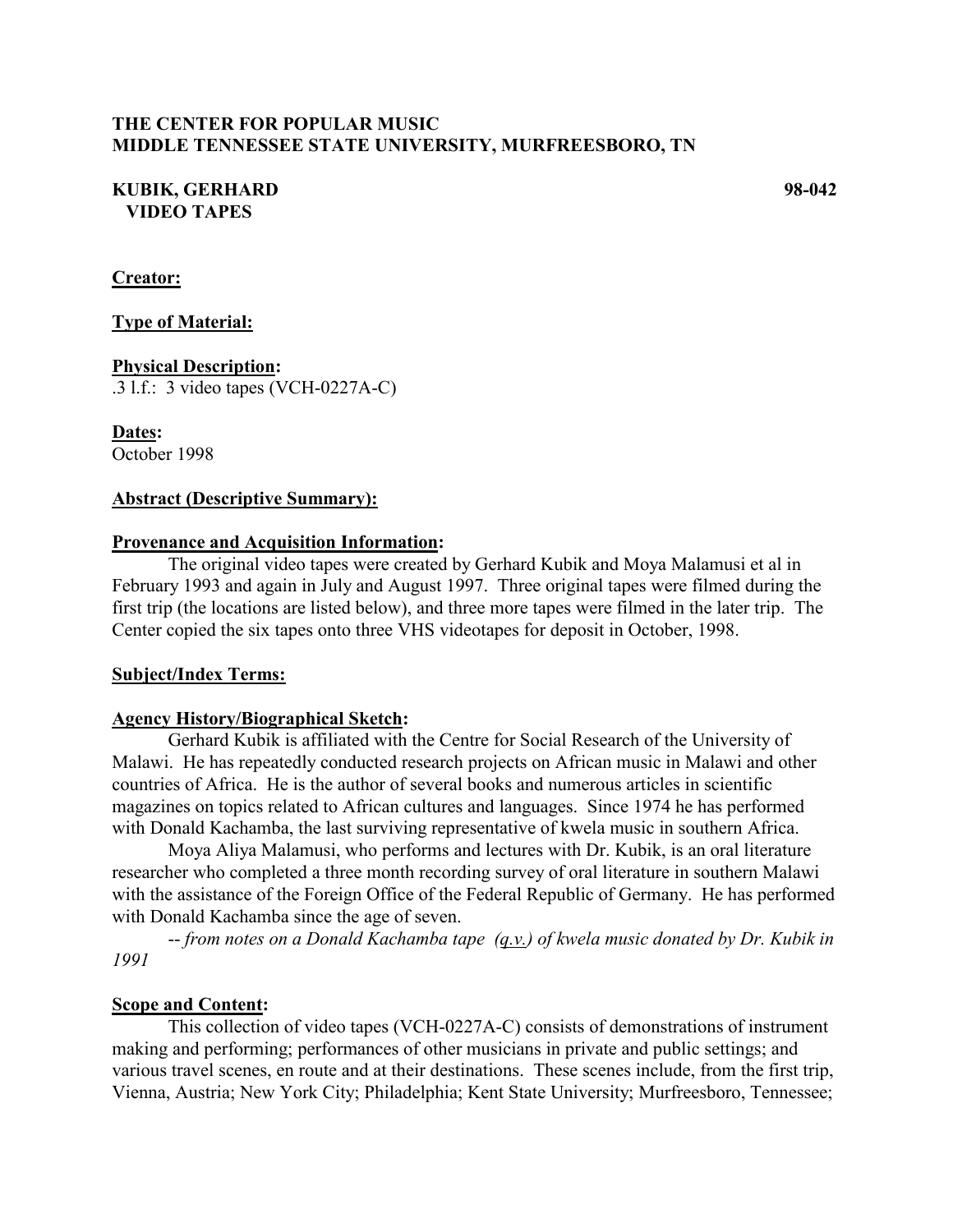**THE CENTER FOR POPULAR MUSIC**
**MIDDLE TENNESSEE STATE UNIVERSITY, MURFREESBORO, TN**

**KUBIK, GERHARD** **98-042**
**VIDEO TAPES**

**Creator:**

**Type of Material:**

**Physical Description:**
.3 l.f.: 3 video tapes (VCH-0227A-C)

**Dates:**
October 1998

**Abstract (Descriptive Summary):**

**Provenance and Acquisition Information:**

The original video tapes were created by Gerhard Kubik and Moya Malamusi et al in February 1993 and again in July and August 1997. Three original tapes were filmed during the first trip (the locations are listed below), and three more tapes were filmed in the later trip. The Center copied the six tapes onto three VHS videotapes for deposit in October, 1998.

**Subject/Index Terms:**

**Agency History/Biographical Sketch:**

Gerhard Kubik is affiliated with the Centre for Social Research of the University of Malawi. He has repeatedly conducted research projects on African music in Malawi and other countries of Africa. He is the author of several books and numerous articles in scientific magazines on topics related to African cultures and languages. Since 1974 he has performed with Donald Kachamba, the last surviving representative of kwela music in southern Africa.

Moya Aliya Malamusi, who performs and lectures with Dr. Kubik, is an oral literature researcher who completed a three month recording survey of oral literature in southern Malawi with the assistance of the Foreign Office of the Federal Republic of Germany. He has performed with Donald Kachamba since the age of seven.

-- *from notes on a Donald Kachamba tape (q.v.) of kwela music donated by Dr. Kubik in 1991*

**Scope and Content:**

This collection of video tapes (VCH-0227A-C) consists of demonstrations of instrument making and performing; performances of other musicians in private and public settings; and various travel scenes, en route and at their destinations. These scenes include, from the first trip, Vienna, Austria; New York City; Philadelphia; Kent State University; Murfreesboro, Tennessee;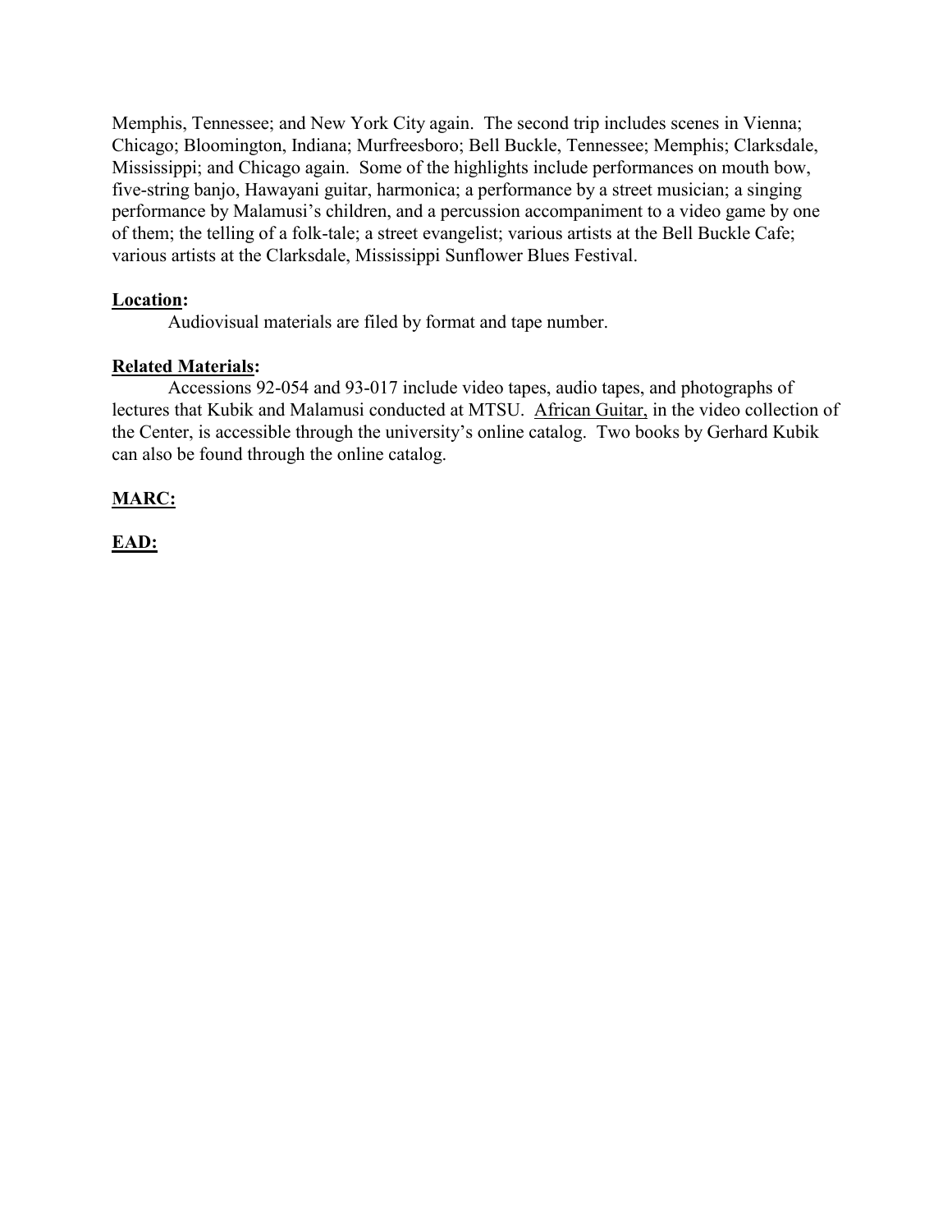Memphis, Tennessee; and New York City again. The second trip includes scenes in Vienna; Chicago; Bloomington, Indiana; Murfreesboro; Bell Buckle, Tennessee; Memphis; Clarksdale, Mississippi; and Chicago again. Some of the highlights include performances on mouth bow, five-string banjo, Hawayani guitar, harmonica; a performance by a street musician; a singing performance by Malamusi's children, and a percussion accompaniment to a video game by one of them; the telling of a folk-tale; a street evangelist; various artists at the Bell Buckle Cafe; various artists at the Clarksdale, Mississippi Sunflower Blues Festival.

**Location:**

Audiovisual materials are filed by format and tape number.

**Related Materials:**

Accessions 92-054 and 93-017 include video tapes, audio tapes, and photographs of lectures that Kubik and Malamusi conducted at MTSU. African Guitar, in the video collection of the Center, is accessible through the university's online catalog. Two books by Gerhard Kubik can also be found through the online catalog.

**MARC:**

**EAD:**